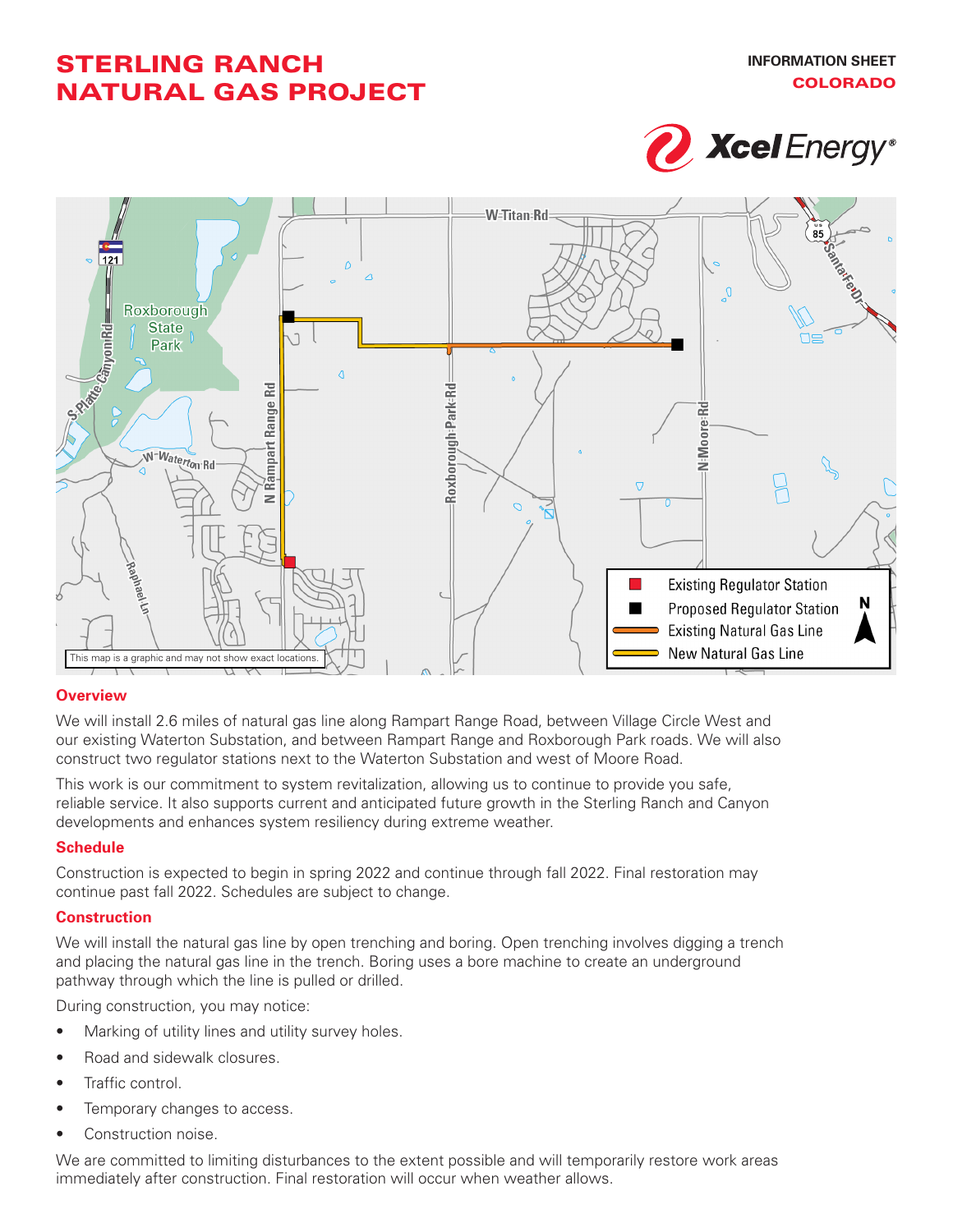# STERLING RANCH NATURAL GAS PROJECT

**INFORMATION SHEET**
**COLORADO**

Xcel Energy®

This map is a graphic and may not show exact locations.

- Existing Regulator Station
- Proposed Regulator Station
- Existing Natural Gas Line
- New Natural Gas Line

## Overview

We will install 2.6 miles of natural gas line along Rampart Range Road, between Village Circle West and our existing Waterton Substation, and between Rampart Range and Roxborough Park roads. We will also construct two regulator stations next to the Waterton Substation and west of Moore Road.

This work is our commitment to system revitalization, allowing us to continue to provide you safe, reliable service. It also supports current and anticipated future growth in the Sterling Ranch and Canyon developments and enhances system resiliency during extreme weather.

## Schedule

Construction is expected to begin in spring 2022 and continue through fall 2022. Final restoration may continue past fall 2022. Schedules are subject to change.

## Construction

We will install the natural gas line by open trenching and boring. Open trenching involves digging a trench and placing the natural gas line in the trench. Boring uses a bore machine to create an underground pathway through which the line is pulled or drilled.

During construction, you may notice:

- Marking of utility lines and utility survey holes.
- Road and sidewalk closures.
- Traffic control.
- Temporary changes to access.
- Construction noise.

We are committed to limiting disturbances to the extent possible and will temporarily restore work areas immediately after construction. Final restoration will occur when weather allows.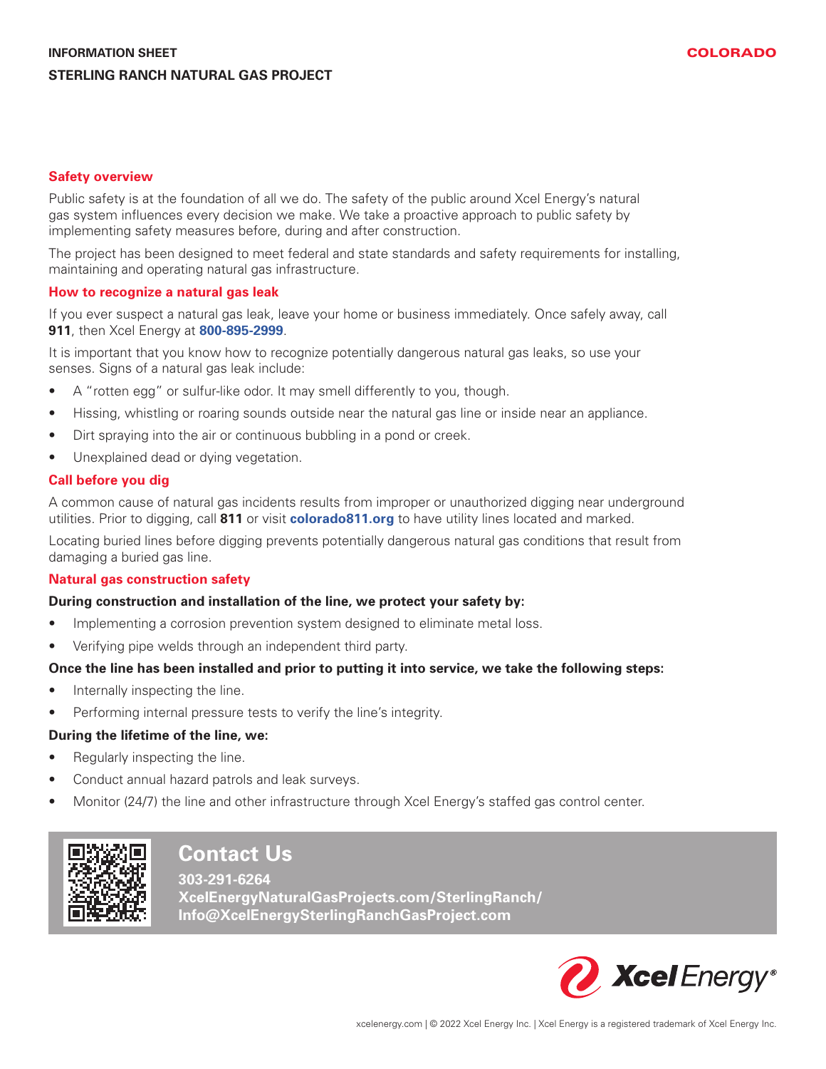## Safety overview

Public safety is at the foundation of all we do. The safety of the public around Xcel Energy's natural gas system influences every decision we make. We take a proactive approach to public safety by implementing safety measures before, during and after construction.

The project has been designed to meet federal and state standards and safety requirements for installing, maintaining and operating natural gas infrastructure.

### How to recognize a natural gas leak

If you ever suspect a natural gas leak, leave your home or business immediately. Once safely away, call **911**, then Xcel Energy at **800-895-2999**.

It is important that you know how to recognize potentially dangerous natural gas leaks, so use your senses. Signs of a natural gas leak include:

- A "rotten egg" or sulfur-like odor. It may smell differently to you, though.
- Hissing, whistling or roaring sounds outside near the natural gas line or inside near an appliance.
- Dirt spraying into the air or continuous bubbling in a pond or creek.
- Unexplained dead or dying vegetation.

### Call before you dig

A common cause of natural gas incidents results from improper or unauthorized digging near underground utilities. Prior to digging, call **811** or visit **colorado811.org** to have utility lines located and marked.

Locating buried lines before digging prevents potentially dangerous natural gas conditions that result from damaging a buried gas line.

### Natural gas construction safety

**During construction and installation of the line, we protect your safety by:**

- Implementing a corrosion prevention system designed to eliminate metal loss.
- Verifying pipe welds through an independent third party.

**Once the line has been installed and prior to putting it into service, we take the following steps:**

- Internally inspecting the line.
- Performing internal pressure tests to verify the line's integrity.

**During the lifetime of the line, we:**

- Regularly inspecting the line.
- Conduct annual hazard patrols and leak surveys.
- Monitor (24/7) the line and other infrastructure through Xcel Energy's staffed gas control center.

## Contact Us

**303-291-6264**
**XcelEnergyNaturalGasProjects.com/SterlingRanch/**
**Info@XcelEnergySterlingRanchGasProject.com**

xcelenergy.com | © 2022 Xcel Energy Inc. | Xcel Energy is a registered trademark of Xcel Energy Inc.